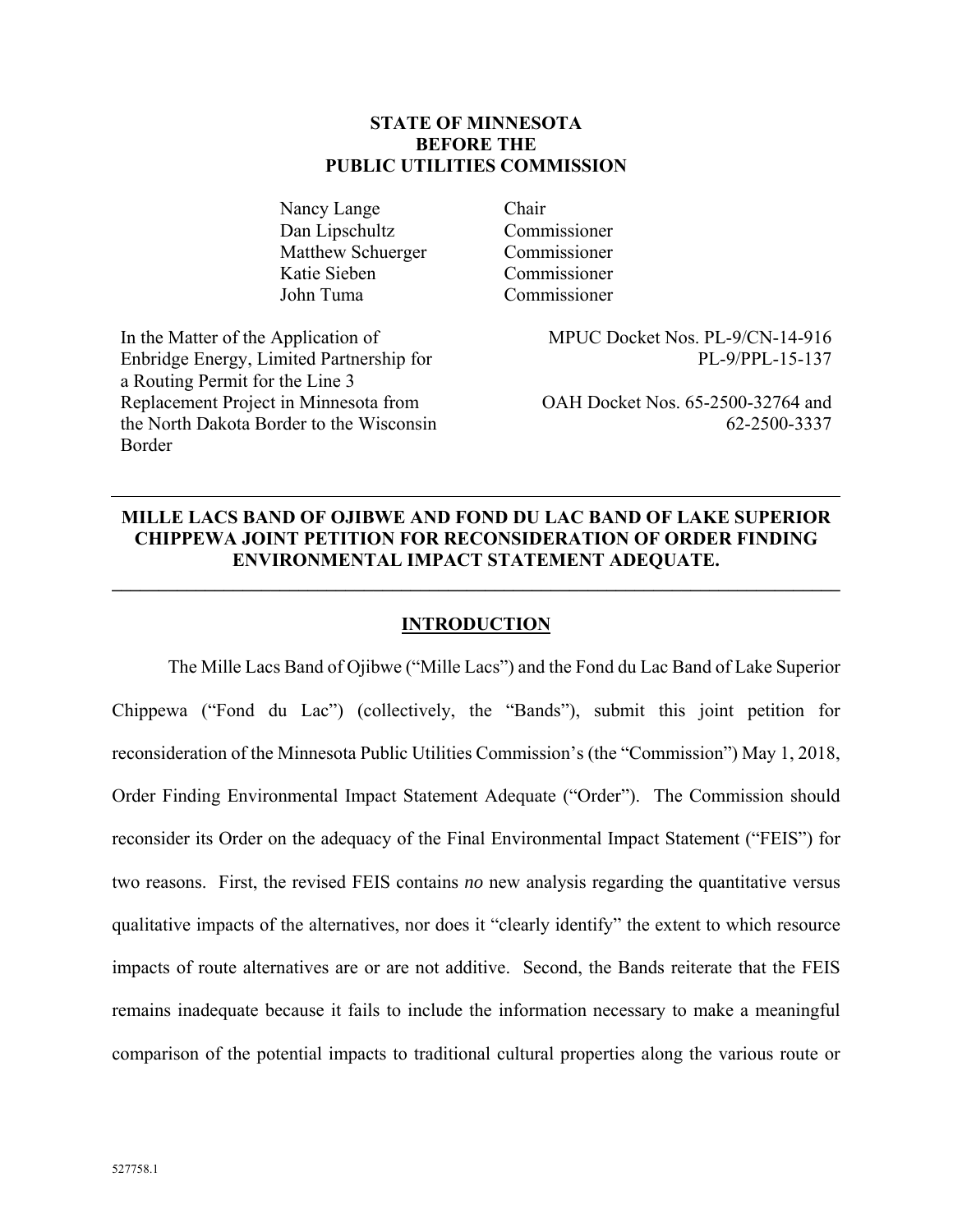**STATE OF MINNESOTA**
**BEFORE THE**
**PUBLIC UTILITIES COMMISSION**

| | |
|---|---|
| Nancy Lange | Chair |
| Dan Lipschultz | Commissioner |
| Matthew Schuerger | Commissioner |
| Katie Sieben | Commissioner |
| John Tuma | Commissioner |

| | |
|---|---|
| In the Matter of the Application of Enbridge Energy, Limited Partnership for a Routing Permit for the Line 3 Replacement Project in Minnesota from the North Dakota Border to the Wisconsin Border | MPUC Docket Nos. PL-9/CN-14-916 PL-9/PPL-15-137<br><br>OAH Docket Nos. 65-2500-32764 and 62-2500-3337 |

**MILLE LACS BAND OF OJIBWE AND FOND DU LAC BAND OF LAKE SUPERIOR CHIPPEWA JOINT PETITION FOR RECONSIDERATION OF ORDER FINDING ENVIRONMENTAL IMPACT STATEMENT ADEQUATE.**

## INTRODUCTION

The Mille Lacs Band of Ojibwe ("Mille Lacs") and the Fond du Lac Band of Lake Superior Chippewa ("Fond du Lac") (collectively, the "Bands"), submit this joint petition for reconsideration of the Minnesota Public Utilities Commission's (the "Commission") May 1, 2018, Order Finding Environmental Impact Statement Adequate ("Order"). The Commission should reconsider its Order on the adequacy of the Final Environmental Impact Statement ("FEIS") for two reasons. First, the revised FEIS contains *no* new analysis regarding the quantitative versus qualitative impacts of the alternatives, nor does it "clearly identify" the extent to which resource impacts of route alternatives are or are not additive. Second, the Bands reiterate that the FEIS remains inadequate because it fails to include the information necessary to make a meaningful comparison of the potential impacts to traditional cultural properties along the various route or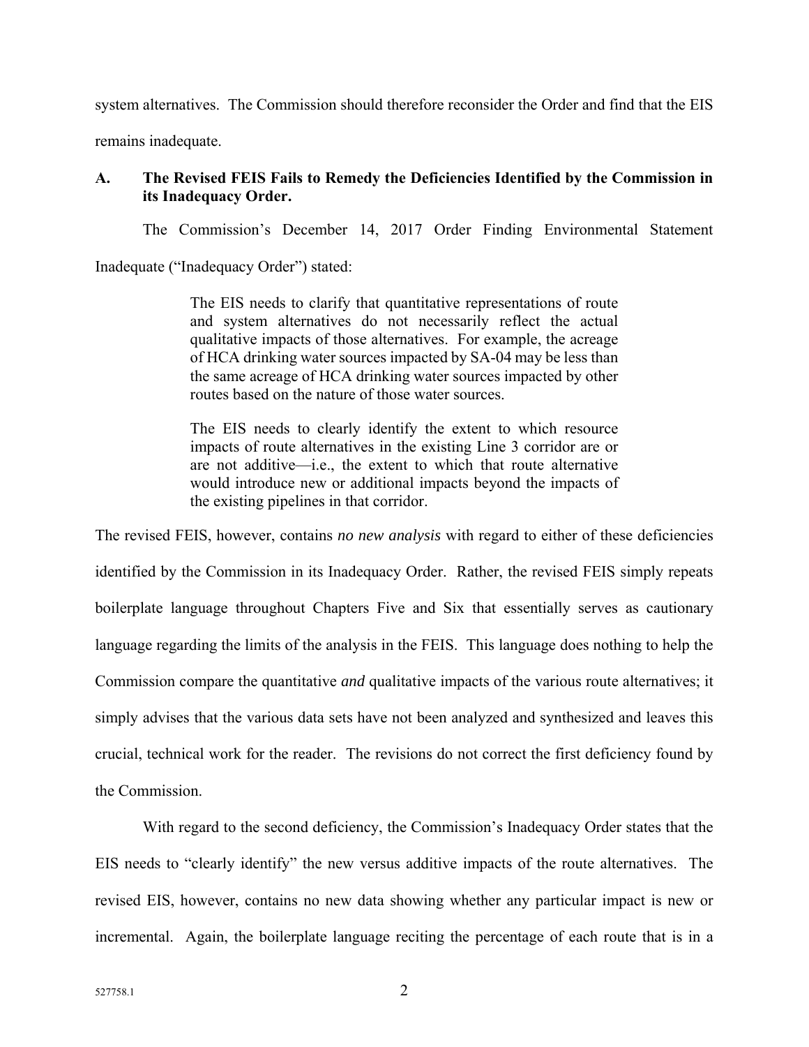system alternatives. The Commission should therefore reconsider the Order and find that the EIS remains inadequate.

### A. The Revised FEIS Fails to Remedy the Deficiencies Identified by the Commission in its Inadequacy Order.

The Commission's December 14, 2017 Order Finding Environmental Statement Inadequate ("Inadequacy Order") stated:

> The EIS needs to clarify that quantitative representations of route and system alternatives do not necessarily reflect the actual qualitative impacts of those alternatives. For example, the acreage of HCA drinking water sources impacted by SA-04 may be less than the same acreage of HCA drinking water sources impacted by other routes based on the nature of those water sources.
>
> The EIS needs to clearly identify the extent to which resource impacts of route alternatives in the existing Line 3 corridor are or are not additive—i.e., the extent to which that route alternative would introduce new or additional impacts beyond the impacts of the existing pipelines in that corridor.

The revised FEIS, however, contains *no new analysis* with regard to either of these deficiencies identified by the Commission in its Inadequacy Order. Rather, the revised FEIS simply repeats boilerplate language throughout Chapters Five and Six that essentially serves as cautionary language regarding the limits of the analysis in the FEIS. This language does nothing to help the Commission compare the quantitative *and* qualitative impacts of the various route alternatives; it simply advises that the various data sets have not been analyzed and synthesized and leaves this crucial, technical work for the reader. The revisions do not correct the first deficiency found by the Commission.

With regard to the second deficiency, the Commission's Inadequacy Order states that the EIS needs to "clearly identify" the new versus additive impacts of the route alternatives. The revised EIS, however, contains no new data showing whether any particular impact is new or incremental. Again, the boilerplate language reciting the percentage of each route that is in a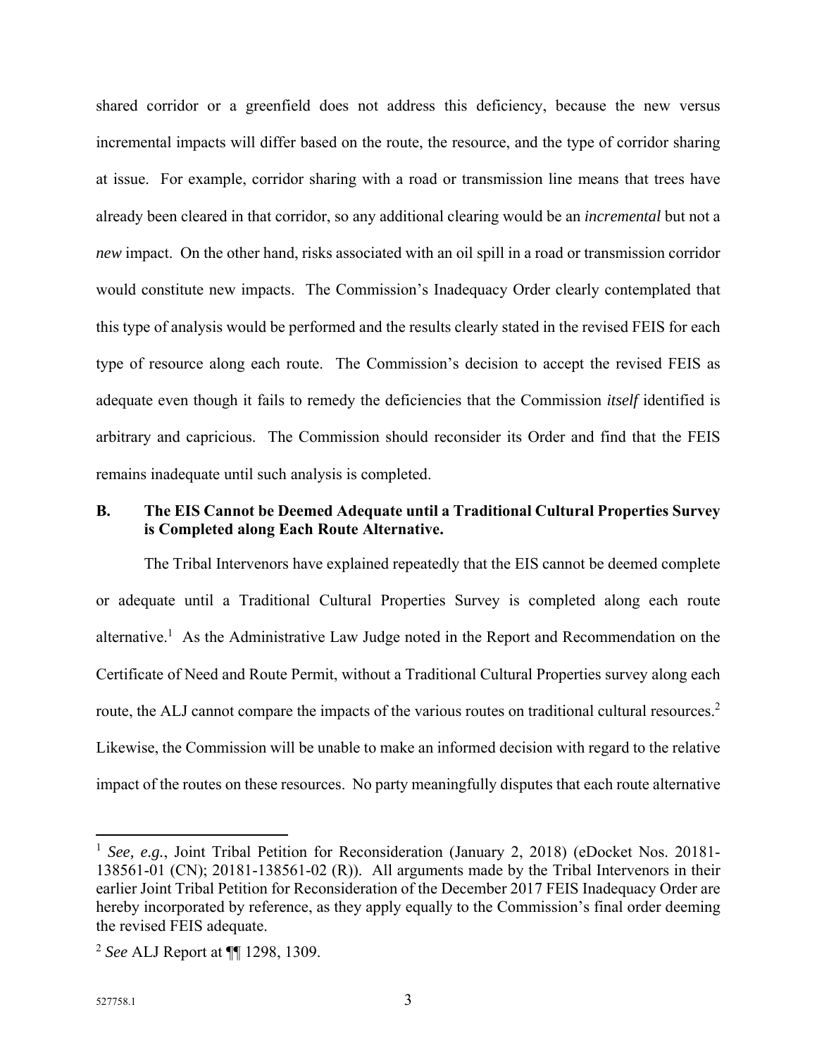shared corridor or a greenfield does not address this deficiency, because the new versus incremental impacts will differ based on the route, the resource, and the type of corridor sharing at issue. For example, corridor sharing with a road or transmission line means that trees have already been cleared in that corridor, so any additional clearing would be an *incremental* but not a *new* impact. On the other hand, risks associated with an oil spill in a road or transmission corridor would constitute new impacts. The Commission's Inadequacy Order clearly contemplated that this type of analysis would be performed and the results clearly stated in the revised FEIS for each type of resource along each route. The Commission's decision to accept the revised FEIS as adequate even though it fails to remedy the deficiencies that the Commission *itself* identified is arbitrary and capricious. The Commission should reconsider its Order and find that the FEIS remains inadequate until such analysis is completed.

### B. The EIS Cannot be Deemed Adequate until a Traditional Cultural Properties Survey is Completed along Each Route Alternative.

The Tribal Intervenors have explained repeatedly that the EIS cannot be deemed complete or adequate until a Traditional Cultural Properties Survey is completed along each route alternative.[1] As the Administrative Law Judge noted in the Report and Recommendation on the Certificate of Need and Route Permit, without a Traditional Cultural Properties survey along each route, the ALJ cannot compare the impacts of the various routes on traditional cultural resources.[2] Likewise, the Commission will be unable to make an informed decision with regard to the relative impact of the routes on these resources. No party meaningfully disputes that each route alternative

---

[1] *See, e.g.*, Joint Tribal Petition for Reconsideration (January 2, 2018) (eDocket Nos. 20181-138561-01 (CN); 20181-138561-02 (R)). All arguments made by the Tribal Intervenors in their earlier Joint Tribal Petition for Reconsideration of the December 2017 FEIS Inadequacy Order are hereby incorporated by reference, as they apply equally to the Commission's final order deeming the revised FEIS adequate.

[2] *See* ALJ Report at ¶¶ 1298, 1309.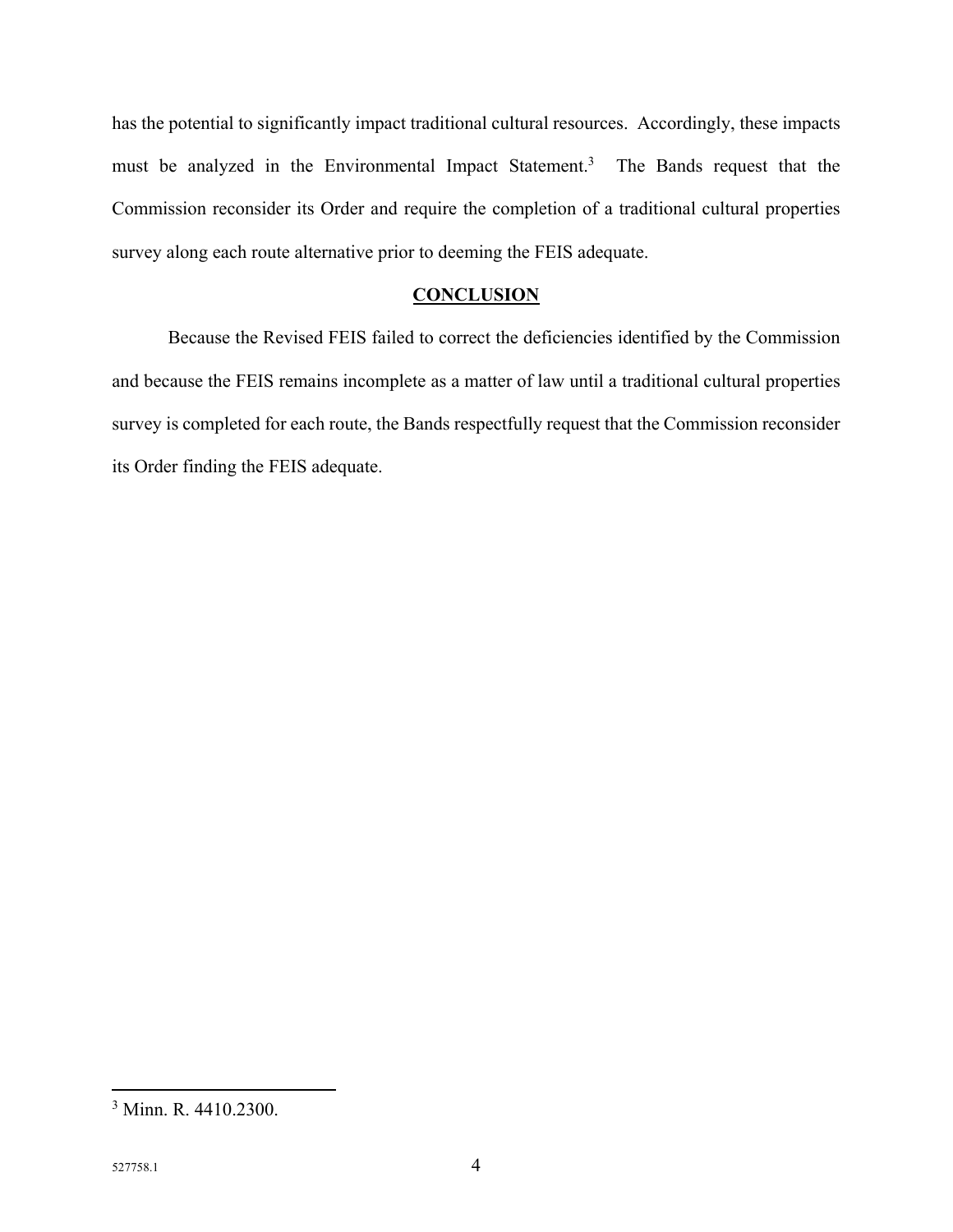has the potential to significantly impact traditional cultural resources. Accordingly, these impacts must be analyzed in the Environmental Impact Statement.[3] The Bands request that the Commission reconsider its Order and require the completion of a traditional cultural properties survey along each route alternative prior to deeming the FEIS adequate.

## CONCLUSION

Because the Revised FEIS failed to correct the deficiencies identified by the Commission and because the FEIS remains incomplete as a matter of law until a traditional cultural properties survey is completed for each route, the Bands respectfully request that the Commission reconsider its Order finding the FEIS adequate.

---

[3] Minn. R. 4410.2300.

527758.1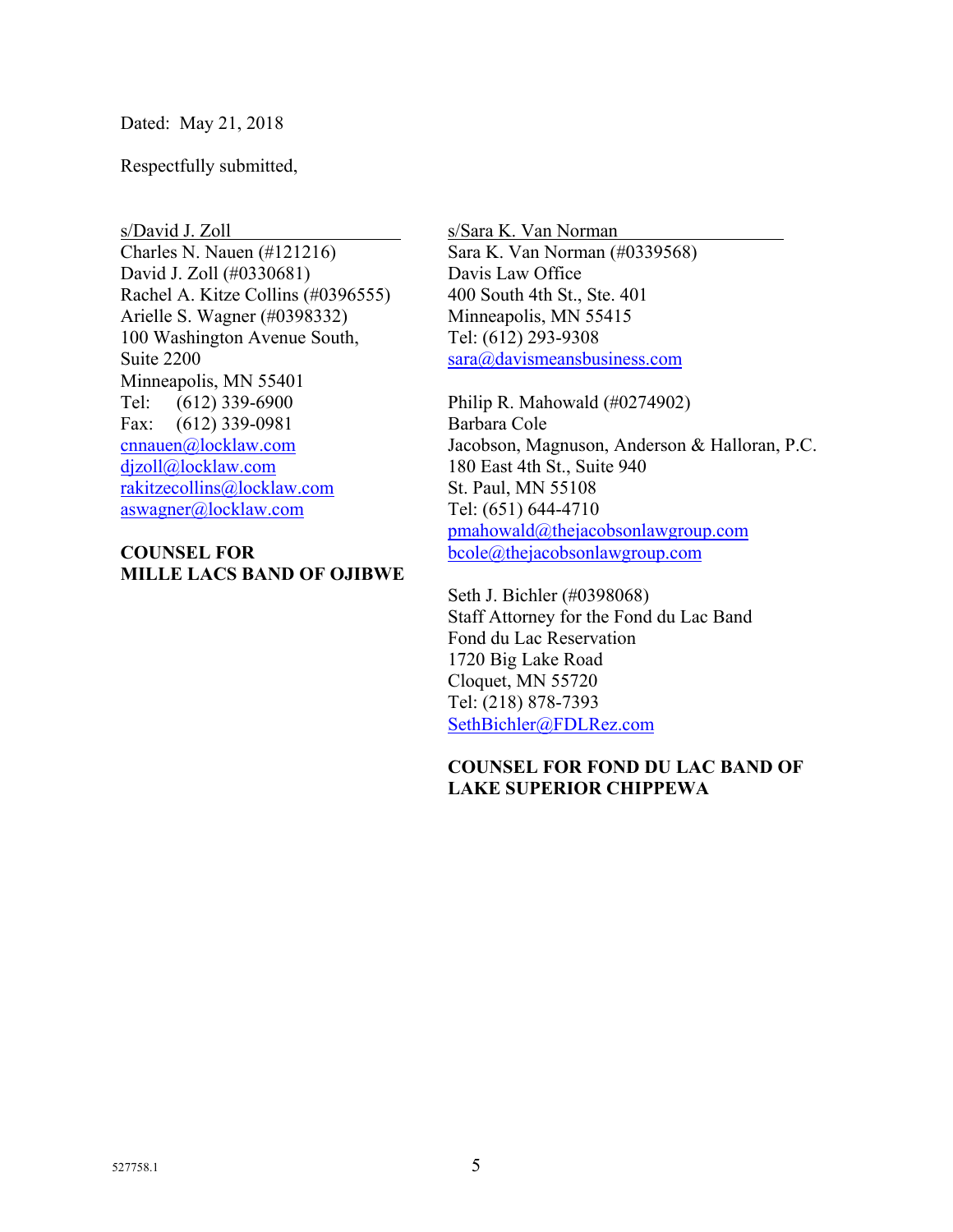Dated: May 21, 2018

Respectfully submitted,

s/David J. Zoll
Charles N. Nauen (#121216)
David J. Zoll (#0330681)
Rachel A. Kitze Collins (#0396555)
Arielle S. Wagner (#0398332)
100 Washington Avenue South,
Suite 2200
Minneapolis, MN 55401
Tel: (612) 339-6900
Fax: (612) 339-0981
cnnauen@locklaw.com
djzoll@locklaw.com
rakitzecollins@locklaw.com
aswagner@locklaw.com

**COUNSEL FOR MILLE LACS BAND OF OJIBWE**

s/Sara K. Van Norman
Sara K. Van Norman (#0339568)
Davis Law Office
400 South 4th St., Ste. 401
Minneapolis, MN 55415
Tel: (612) 293-9308
sara@davismeansbusiness.com

Philip R. Mahowald (#0274902)
Barbara Cole
Jacobson, Magnuson, Anderson & Halloran, P.C.
180 East 4th St., Suite 940
St. Paul, MN 55108
Tel: (651) 644-4710
pmahowald@thejacobsonlawgroup.com
bcole@thejacobsonlawgroup.com

Seth J. Bichler (#0398068)
Staff Attorney for the Fond du Lac Band
Fond du Lac Reservation
1720 Big Lake Road
Cloquet, MN 55720
Tel: (218) 878-7393
SethBichler@FDLRez.com

**COUNSEL FOR FOND DU LAC BAND OF LAKE SUPERIOR CHIPPEWA**

527758.1